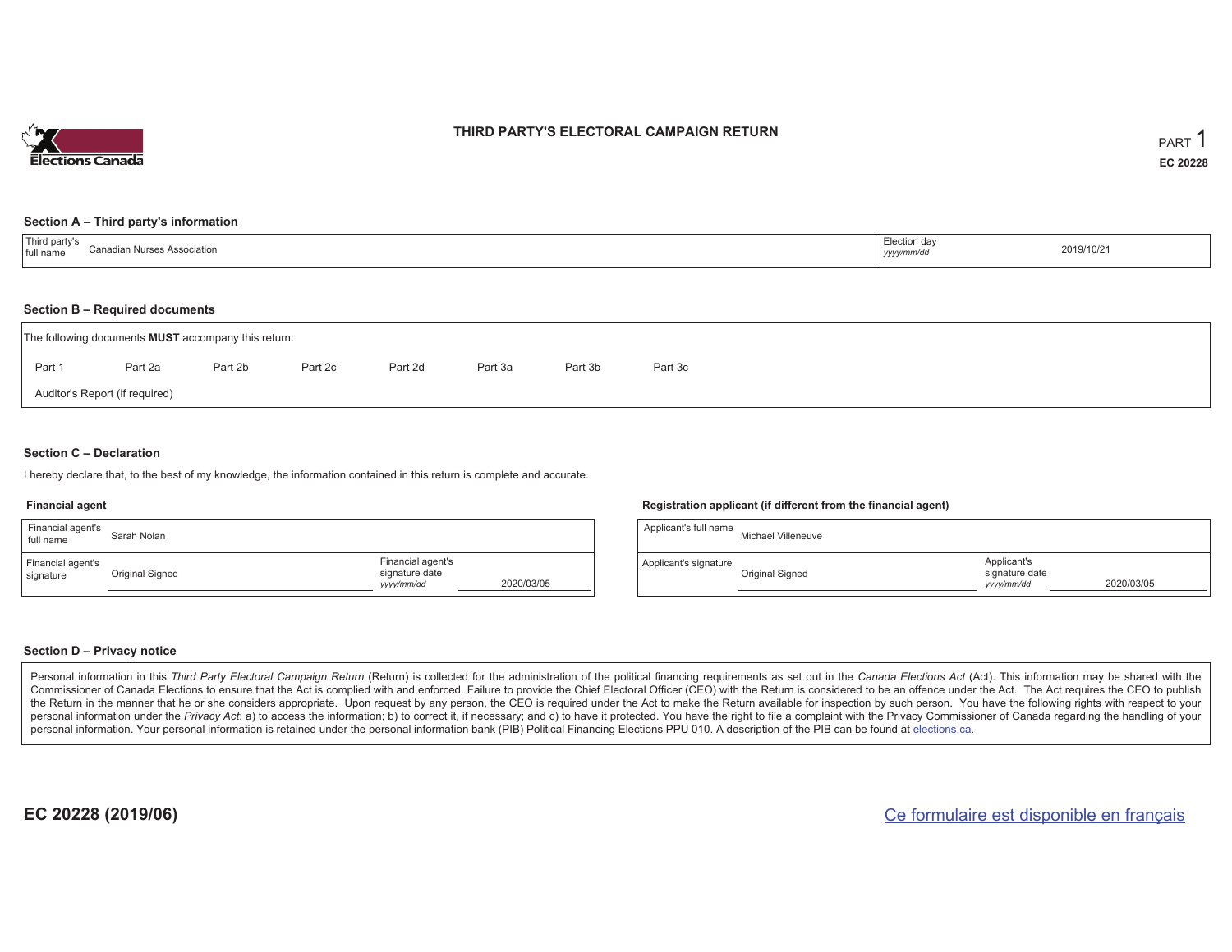# THIRD PARTY'S ELECTORAL CAMPAIGN RETURN

PART 1

EC 20228

## Section A – Third party's information

| Third party's full name | Canadian Nurses Association | Election day *yyyy/mm/dd* | 2019/10/21 |
|---|---|---|---|

## Section B – Required documents

The following documents **MUST** accompany this return:

Part 1 | Part 2a | Part 2b | Part 2c | Part 2d | Part 3a | Part 3b | Part 3c

Auditor's Report (if required)

## Section C – Declaration

I hereby declare that, to the best of my knowledge, the information contained in this return is complete and accurate.

### Financial agent

| Financial agent's full name | Sarah Nolan | | |
|---|---|---|---|
| Financial agent's signature | Original Signed | Financial agent's signature date *yyyy/mm/dd* | 2020/03/05 |

### Registration applicant (if different from the financial agent)

| Applicant's full name | Michael Villeneuve | | |
|---|---|---|---|
| Applicant's signature | Original Signed | Applicant's signature date *yyyy/mm/dd* | 2020/03/05 |

## Section D – Privacy notice

Personal information in this *Third Party Electoral Campaign Return* (Return) is collected for the administration of the political financing requirements as set out in the *Canada Elections Act* (Act). This information may be shared with the Commissioner of Canada Elections to ensure that the Act is complied with and enforced. Failure to provide the Chief Electoral Officer (CEO) with the Return is considered to be an offence under the Act. The Act requires the CEO to publish the Return in the manner that he or she considers appropriate. Upon request by any person, the CEO is required under the Act to make the Return available for inspection by such person. You have the following rights with respect to your personal information under the *Privacy Act*: a) to access the information; b) to correct it, if necessary; and c) to have it protected. You have the right to file a complaint with the Privacy Commissioner of Canada regarding the handling of your personal information. Your personal information is retained under the personal information bank (PIB) Political Financing Elections PPU 010. A description of the PIB can be found at elections.ca.

EC 20228 (2019/06)

Ce formulaire est disponible en français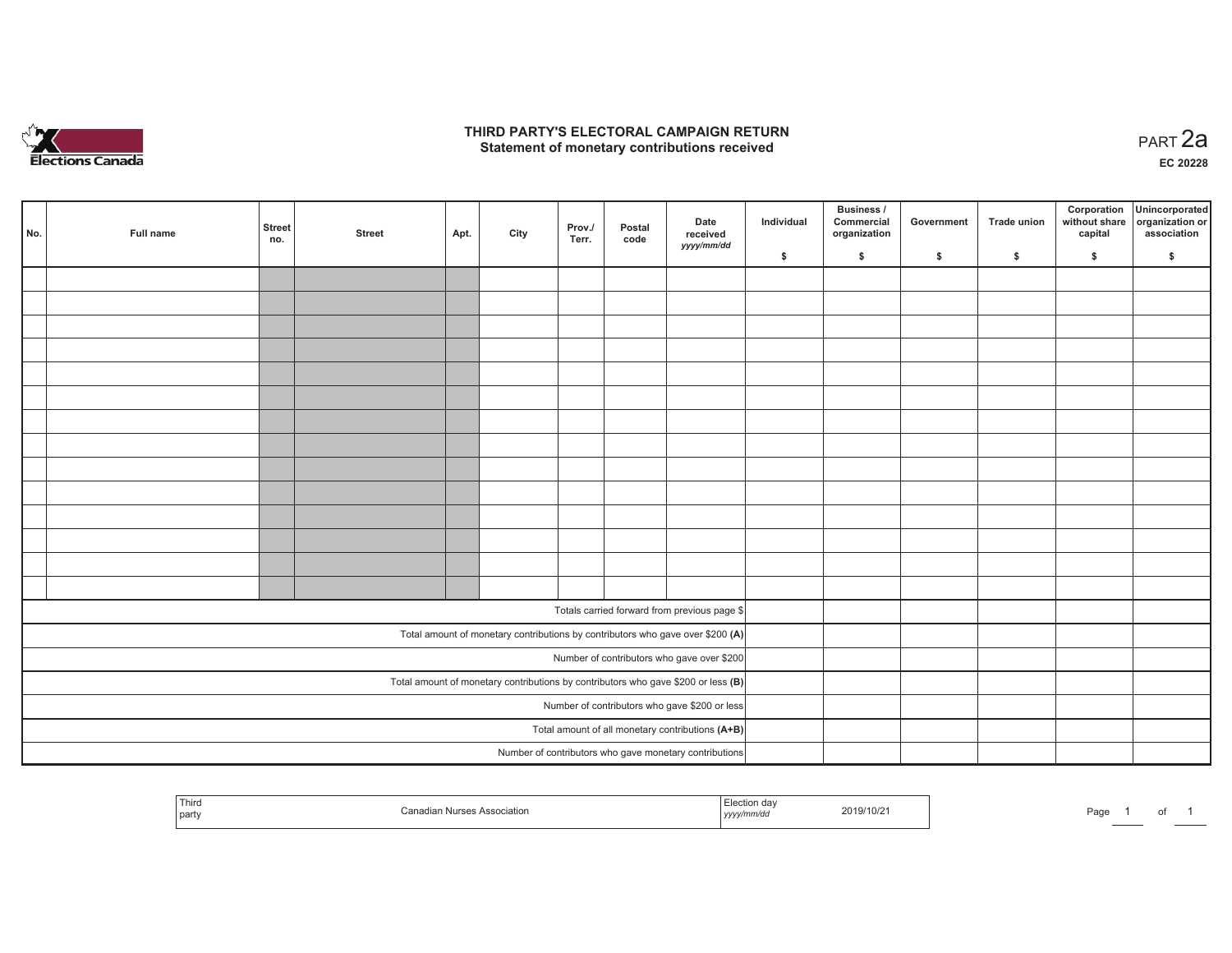# THIRD PARTY'S ELECTORAL CAMPAIGN RETURN
## Statement of monetary contributions received

PART 2a

EC 20228

| No. | Full name | Street no. | Street | Apt. | City | Prov./ Terr. | Postal code | Date received yyyy/mm/dd | Individual $ | Business / Commercial organization $ | Government $ | Trade union $ | Corporation without share capital $ | Unincorporated organization or association $ |
|---|---|---|---|---|---|---|---|---|---|---|---|---|---|---|
| | | | | | | | | | | | | | | |
| | | | | | | | | | | | | | | |
| | | | | | | | | | | | | | | |
| | | | | | | | | | | | | | | |
| | | | | | | | | | | | | | | |
| | | | | | | | | | | | | | | |
| | | | | | | | | | | | | | | |
| | | | | | | | | | | | | | | |
| | | | | | | | | | | | | | | |
| | | | | | | | | | | | | | | |
| | | | | | | | | | | | | | | |
| | | | | | | | | | | | | | | |
| | | | | | | | | | | | | | | |
| | | | | | | | | | | | | | | |
| Totals carried forward from previous page $ | | | | | | | | | | | | | | |
| Total amount of monetary contributions by contributors who gave over $200 **(A)** | | | | | | | | | | | | | | |
| Number of contributors who gave over $200 | | | | | | | | | | | | | | |
| Total amount of monetary contributions by contributors who gave $200 or less **(B)** | | | | | | | | | | | | | | |
| Number of contributors who gave $200 or less | | | | | | | | | | | | | | |
| Total amount of all monetary contributions **(A+B)** | | | | | | | | | | | | | | |
| Number of contributors who gave monetary contributions | | | | | | | | | | | | | | |

| Third party | Canadian Nurses Association | Election day yyyy/mm/dd | 2019/10/21 |
|---|---|---|---|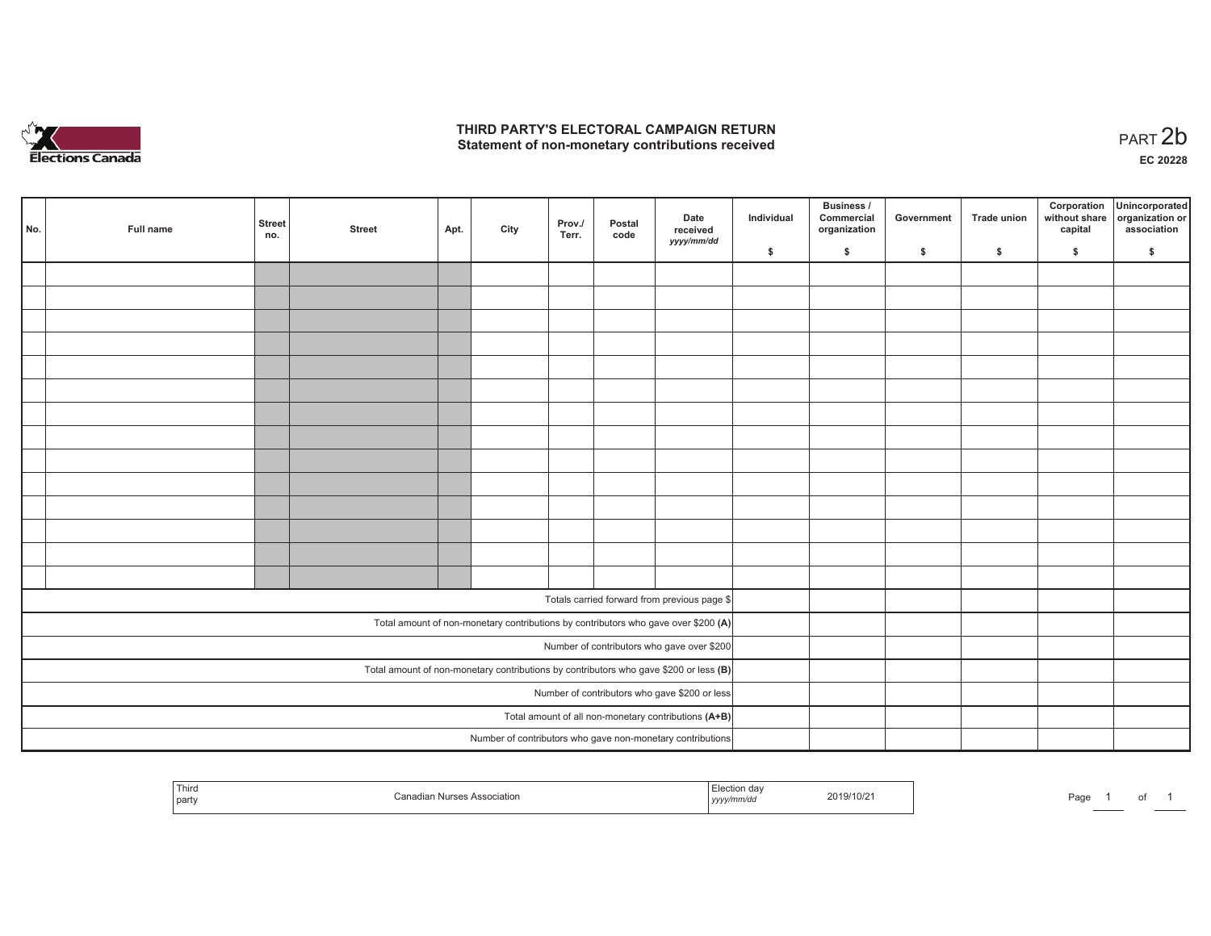# THIRD PARTY'S ELECTORAL CAMPAIGN RETURN
## Statement of non-monetary contributions received

PART 2b

EC 20228

| No. | Full name | Street no. | Street | Apt. | City | Prov./ Terr. | Postal code | Date received yyyy/mm/dd | Individual $ | Business / Commercial organization $ | Government $ | Trade union $ | Corporation without share capital $ | Unincorporated organization or association $ |
|---|---|---|---|---|---|---|---|---|---|---|---|---|---|---|
| | | | | | | | | | | | | | | |
| | | | | | | | | | | | | | | |
| | | | | | | | | | | | | | | |
| | | | | | | | | | | | | | | |
| | | | | | | | | | | | | | | |
| | | | | | | | | | | | | | | |
| | | | | | | | | | | | | | | |
| | | | | | | | | | | | | | | |
| | | | | | | | | | | | | | | |
| | | | | | | | | | | | | | | |
| | | | | | | | | | | | | | | |
| | | | | | | | | | | | | | | |
| | | | | | | | | | | | | | | |
| | | | | | | | | | | | | | | |
| Totals carried forward from previous page $ | | | | | | | | | | | | | | |
| Total amount of non-monetary contributions by contributors who gave over $200 **(A)** | | | | | | | | | | | | | | |
| Number of contributors who gave over $200 | | | | | | | | | | | | | | |
| Total amount of non-monetary contributions by contributors who gave $200 or less **(B)** | | | | | | | | | | | | | | |
| Number of contributors who gave $200 or less | | | | | | | | | | | | | | |
| Total amount of all non-monetary contributions **(A+B)** | | | | | | | | | | | | | | |
| Number of contributors who gave non-monetary contributions | | | | | | | | | | | | | | |

| Third party | Canadian Nurses Association | Election day yyyy/mm/dd | 2019/10/21 |
|---|---|---|---|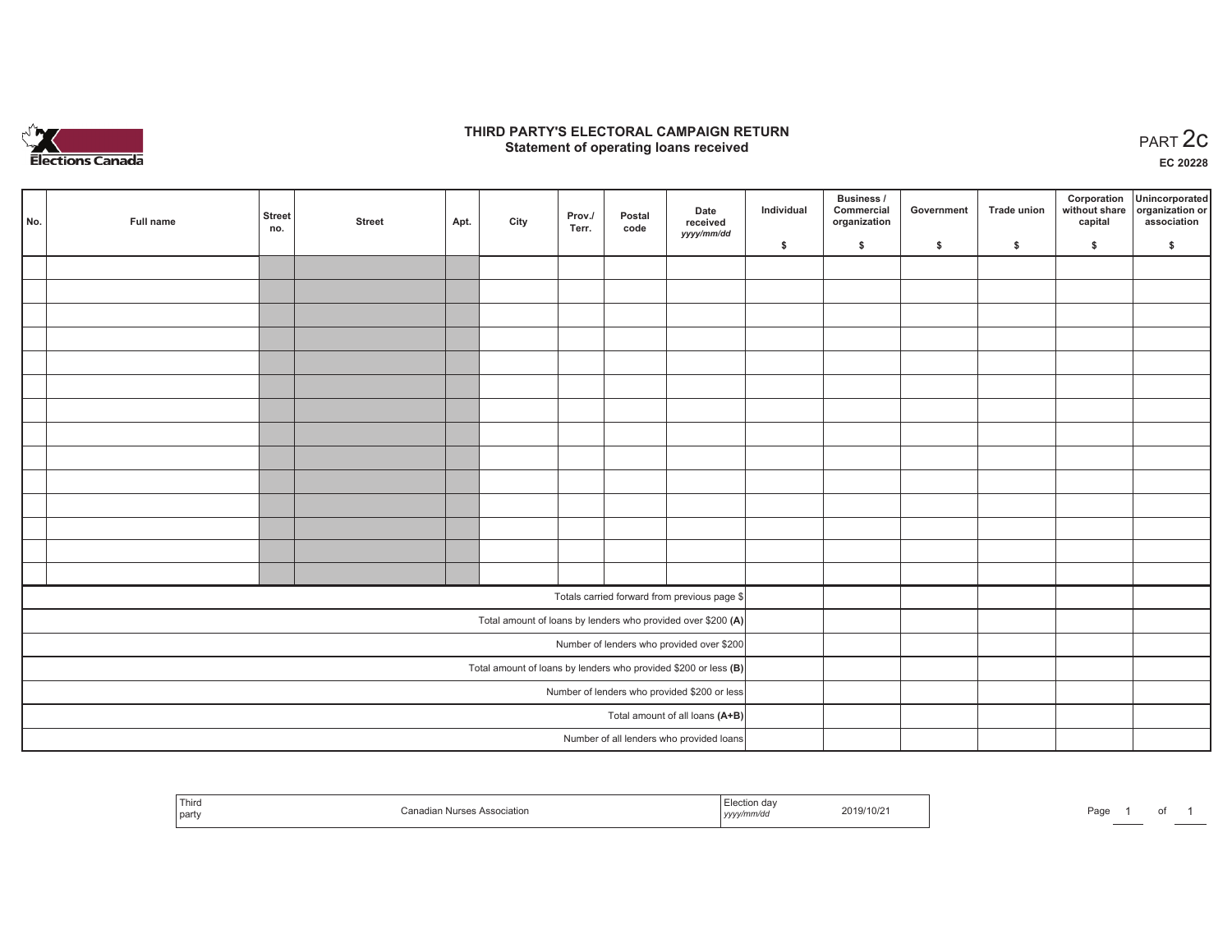# THIRD PARTY'S ELECTORAL CAMPAIGN RETURN
## Statement of operating loans received

PART 2c

EC 20228

| No. | Full name | Street no. | Street | Apt. | City | Prov./ Terr. | Postal code | Date received yyyy/mm/dd | Individual $ | Business / Commercial organization $ | Government $ | Trade union $ | Corporation without share capital $ | Unincorporated organization or association $ |
|---|---|---|---|---|---|---|---|---|---|---|---|---|---|---|
| | | | | | | | | | | | | | | |
| | | | | | | | | | | | | | | |
| | | | | | | | | | | | | | | |
| | | | | | | | | | | | | | | |
| | | | | | | | | | | | | | | |
| | | | | | | | | | | | | | | |
| | | | | | | | | | | | | | | |
| | | | | | | | | | | | | | | |
| | | | | | | | | | | | | | | |
| | | | | | | | | | | | | | | |
| | | | | | | | | | | | | | | |
| | | | | | | | | | | | | | | |
| | | | | | | | | | | | | | | |
| | | | | | | | | | | | | | | |
| Totals carried forward from previous page $ | | | | | | | | | | | | | | |
| Total amount of loans by lenders who provided over $200 **(A)** | | | | | | | | | | | | | | |
| Number of lenders who provided over $200 | | | | | | | | | | | | | | |
| Total amount of loans by lenders who provided $200 or less **(B)** | | | | | | | | | | | | | | |
| Number of lenders who provided $200 or less | | | | | | | | | | | | | | |
| Total amount of all loans **(A+B)** | | | | | | | | | | | | | | |
| Number of all lenders who provided loans | | | | | | | | | | | | | | |

| Third party | Canadian Nurses Association | Election day yyyy/mm/dd | 2019/10/21 |
|---|---|---|---|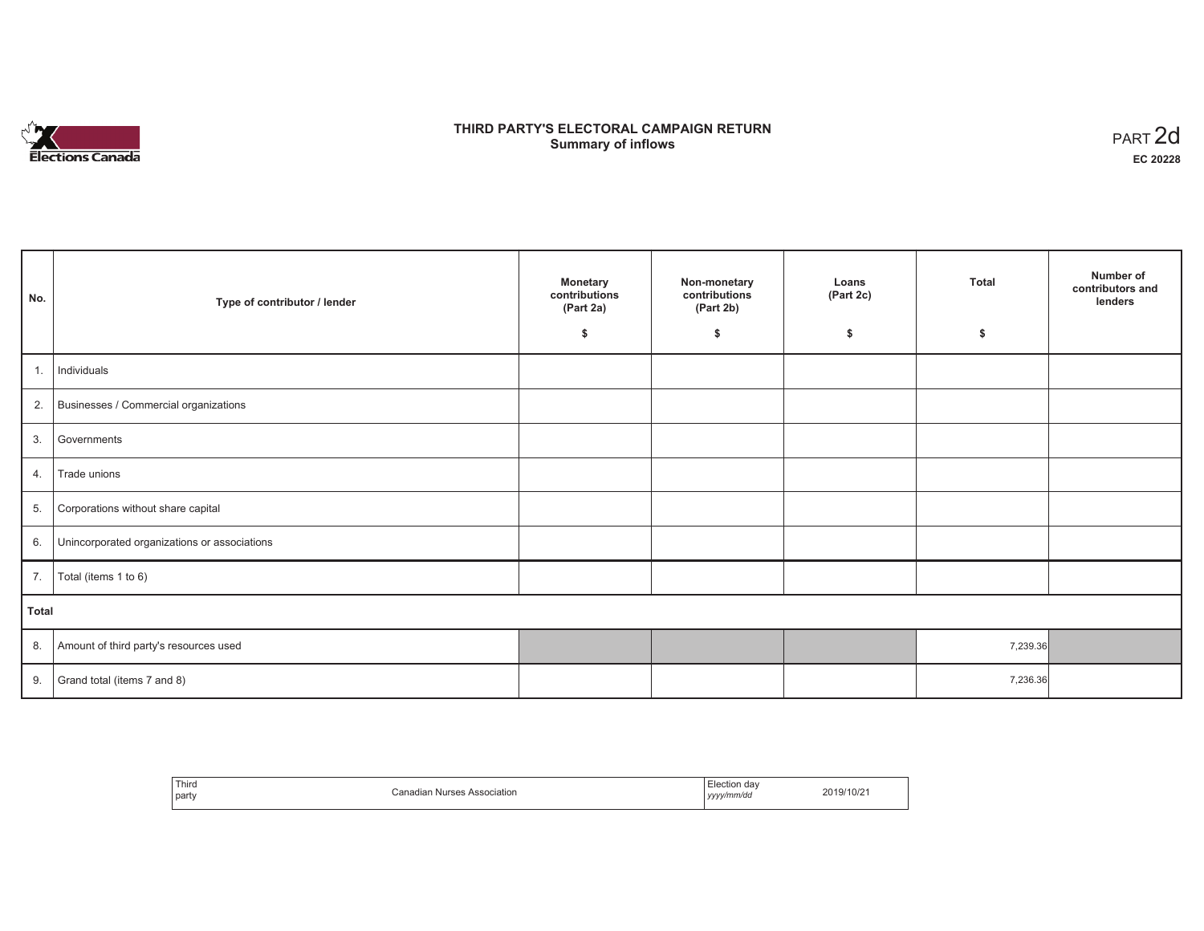# THIRD PARTY'S ELECTORAL CAMPAIGN RETURN
## Summary of inflows

PART 2d
**EC 20228**

| No. | Type of contributor / lender | Monetary contributions (Part 2a) $ | Non-monetary contributions (Part 2b) $ | Loans (Part 2c) $ | Total $ | Number of contributors and lenders |
|---|---|---|---|---|---|---|
| 1. | Individuals | | | | | |
| 2. | Businesses / Commercial organizations | | | | | |
| 3. | Governments | | | | | |
| 4. | Trade unions | | | | | |
| 5. | Corporations without share capital | | | | | |
| 6. | Unincorporated organizations or associations | | | | | |
| 7. | Total (items 1 to 6) | | | | | |
| **Total** | | | | | | |
| 8. | Amount of third party's resources used | | | | 7,239.36 | |
| 9. | Grand total (items 7 and 8) | | | | 7,236.36 | |

| Third party | Canadian Nurses Association | Election day *yyyy/mm/dd* | 2019/10/21 |
|---|---|---|---|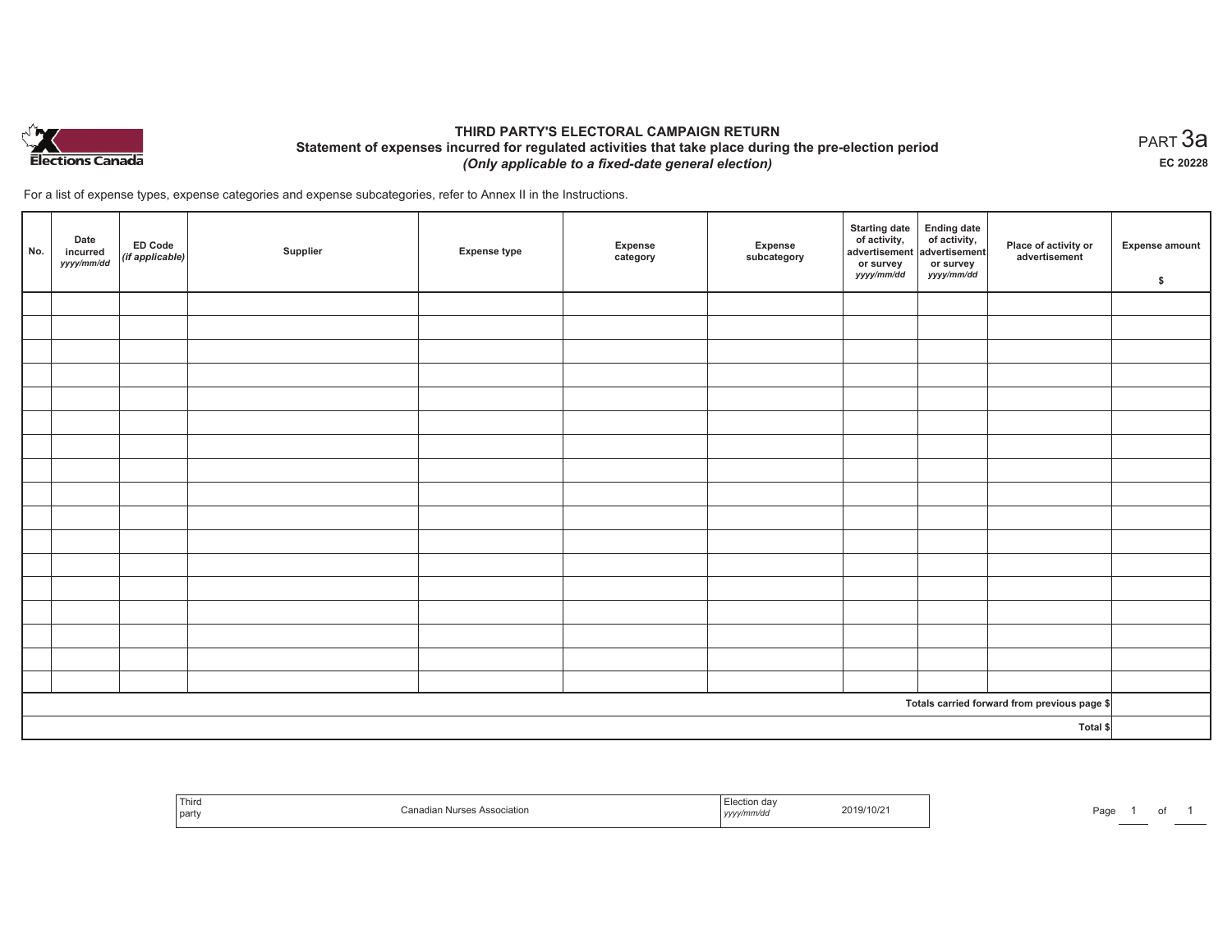# THIRD PARTY'S ELECTORAL CAMPAIGN RETURN

## Statement of expenses incurred for regulated activities that take place during the pre-election period

*(Only applicable to a fixed-date general election)*

PART 3a

EC 20228

For a list of expense types, expense categories and expense subcategories, refer to Annex II in the Instructions.

| No. | Date incurred *yyyy/mm/dd* | ED Code *(if applicable)* | Supplier | Expense type | Expense category | Expense subcategory | Starting date of activity, advertisement or survey *yyyy/mm/dd* | Ending date of activity, advertisement or survey *yyyy/mm/dd* | Place of activity or advertisement | Expense amount $ |
|---|---|---|---|---|---|---|---|---|---|---|
| | | | | | | | | | | |
| | | | | | | | | | | |
| | | | | | | | | | | |
| | | | | | | | | | | |
| | | | | | | | | | | |
| | | | | | | | | | | |
| | | | | | | | | | | |
| | | | | | | | | | | |
| | | | | | | | | | | |
| | | | | | | | | | | |
| | | | | | | | | | | |
| | | | | | | | | | | |
| | | | | | | | | | | |
| | | | | | | | | | | |
| | | | | | | | | | | |
| | | | | | | | | | | |
| | | | | | | | | | | |
| Totals carried forward from previous page $ | | | | | | | | | | |
| Total $ | | | | | | | | | | |

| Third party | Canadian Nurses Association | Election day *yyyy/mm/dd* | 2019/10/21 |
|---|---|---|---|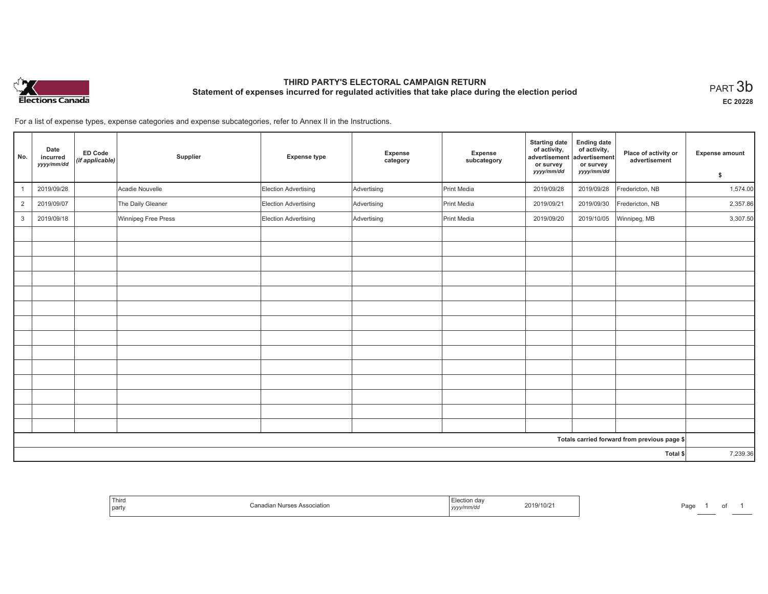# THIRD PARTY'S ELECTORAL CAMPAIGN RETURN

## Statement of expenses incurred for regulated activities that take place during the election period

PART 3b

EC 20228

For a list of expense types, expense categories and expense subcategories, refer to Annex II in the Instructions.

| No. | Date incurred *yyyy/mm/dd* | ED Code *(if applicable)* | Supplier | Expense type | Expense category | Expense subcategory | Starting date of activity, advertisement or survey *yyyy/mm/dd* | Ending date of activity, advertisement or survey *yyyy/mm/dd* | Place of activity or advertisement | Expense amount $ |
|---|---|---|---|---|---|---|---|---|---|---|
| 1 | 2019/09/28 | | Acadie Nouvelle | Election Advertising | Advertising | Print Media | 2019/09/28 | 2019/09/28 | Fredericton, NB | 1,574.00 |
| 2 | 2019/09/07 | | The Daily Gleaner | Election Advertising | Advertising | Print Media | 2019/09/21 | 2019/09/30 | Fredericton, NB | 2,357.86 |
| 3 | 2019/09/18 | | Winnipeg Free Press | Election Advertising | Advertising | Print Media | 2019/09/20 | 2019/10/05 | Winnipeg, MB | 3,307.50 |
| | | | | | | | | | | |
| | | | | | | | | | | |
| | | | | | | | | | | |
| | | | | | | | | | | |
| | | | | | | | | | | |
| | | | | | | | | | | |
| | | | | | | | | | | |
| | | | | | | | | | | |
| | | | | | | | | | | |
| | | | | | | | | | | |
| | | | | | | | | | | |
| | | | | | | | | | | |
| | | | | | | | | | | |
| | | | | | | | | | | |
| | | | | | | | | | Totals carried forward from previous page $ | |
| | | | | | | | | | Total $ | 7,239.36 |

| Third party | Canadian Nurses Association | Election day *yyyy/mm/dd* | 2019/10/21 |
|---|---|---|---|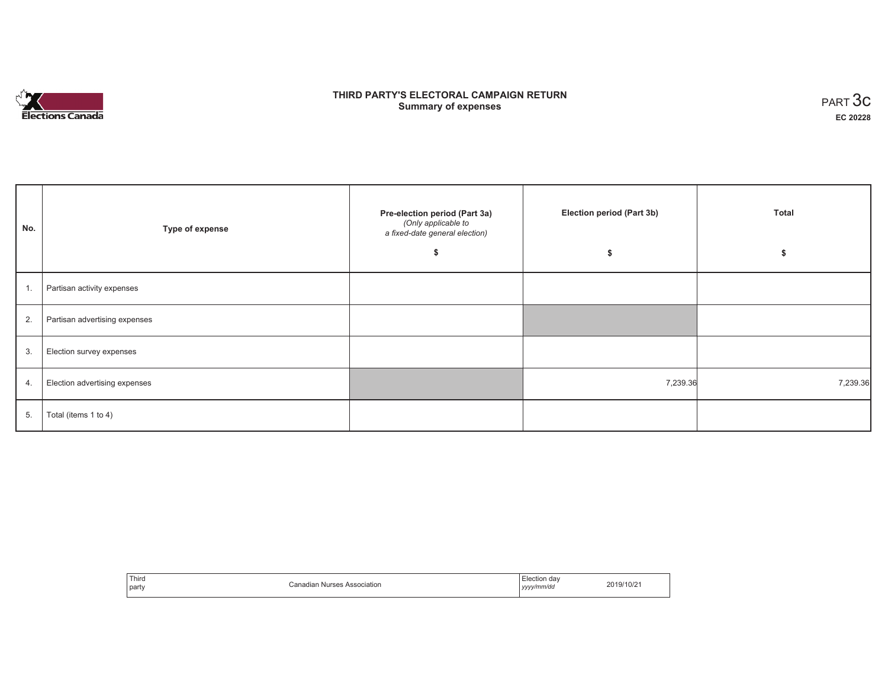# THIRD PARTY'S ELECTORAL CAMPAIGN RETURN
## Summary of expenses

PART 3c

**EC 20228**

| No. | Type of expense | Pre-election period (Part 3a) *(Only applicable to a fixed-date general election)* $ | Election period (Part 3b) $ | Total $ |
|---|---|---|---|---|
| 1. | Partisan activity expenses | | | |
| 2. | Partisan advertising expenses | | | |
| 3. | Election survey expenses | | | |
| 4. | Election advertising expenses | | 7,239.36 | 7,239.36 |
| 5. | Total (items 1 to 4) | | | |

| Third party | Canadian Nurses Association | Election day *yyyy/mm/dd* | 2019/10/21 |
|---|---|---|---|